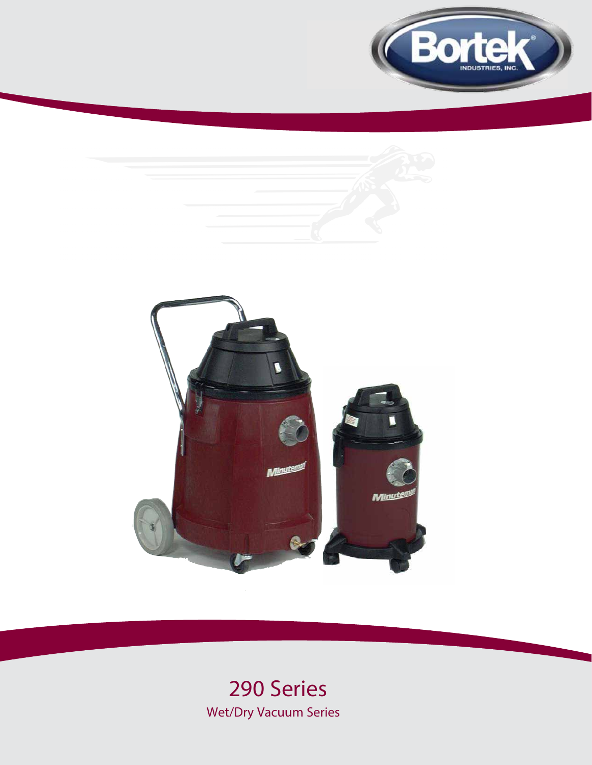# 290 Series

Wet/Dry Vacuum Series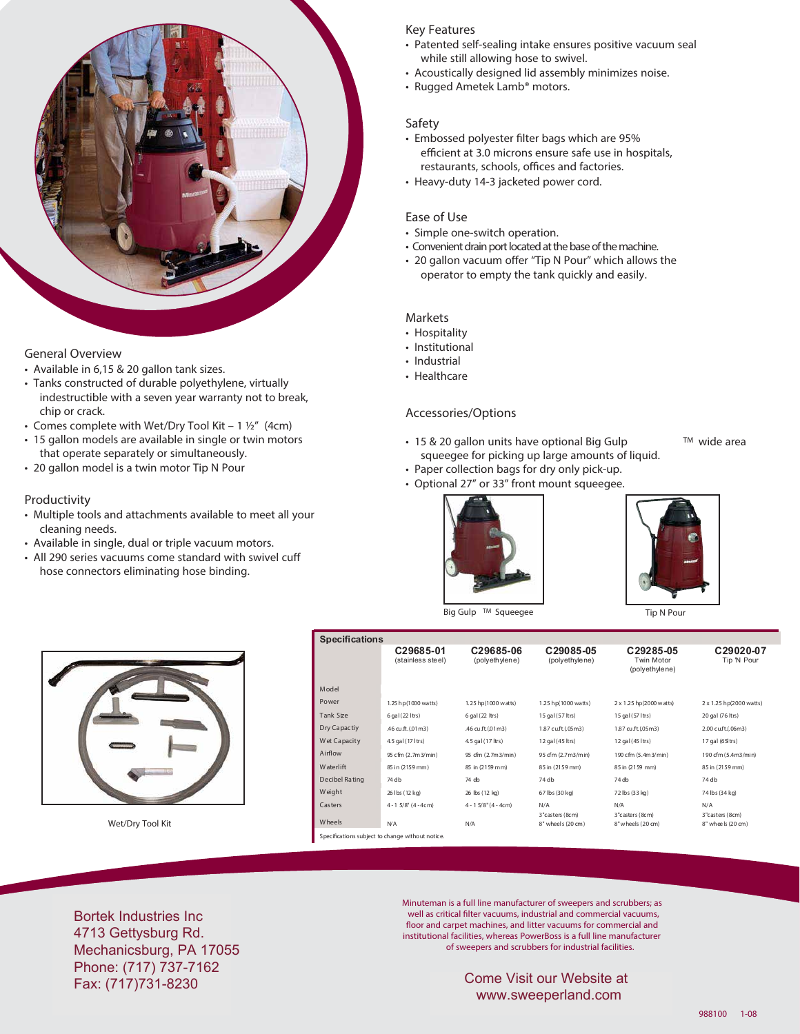## General Overview

- Available in 6,15 & 20 gallon tank sizes.
- Tanks constructed of durable polyethylene, virtually indestructible with a seven year warranty not to break, chip or crack.
- Comes complete with Wet/Dry Tool Kit – 1 ½" (4cm)
- 15 gallon models are available in single or twin motors that operate separately or simultaneously.
- 20 gallon model is a twin motor Tip N Pour

## Productivity

- Multiple tools and attachments available to meet all your cleaning needs.
- Available in single, dual or triple vacuum motors.
- All 290 series vacuums come standard with swivel cuff hose connectors eliminating hose binding.

## Key Features

- Patented self-sealing intake ensures positive vacuum seal while still allowing hose to swivel.
- Acoustically designed lid assembly minimizes noise.
- Rugged Ametek Lamb® motors.

## Safety

- Embossed polyester filter bags which are 95% efficient at 3.0 microns ensure safe use in hospitals, restaurants, schools, offices and factories.
- Heavy-duty 14-3 jacketed power cord.

## Ease of Use

- Simple one-switch operation.
- Convenient drain port located at the base of the machine.
- 20 gallon vacuum offer "Tip N Pour" which allows the operator to empty the tank quickly and easily.

## Markets

- Hospitality
- Institutional
- Industrial
- Healthcare

## Accessories/Options

- 15 & 20 gallon units have optional Big Gulp™ wide area squeegee for picking up large amounts of liquid.
- Paper collection bags for dry only pick-up.
- Optional 27" or 33" front mount squeegee.

Big Gulp™ Squeegee

Tip N Pour

Wet/Dry Tool Kit

## Specifications

| | C29685-01 (stainless steel) | C29685-06 (polyethylene) | C29085-05 (polyethylene) | C29285-05 Twin Motor (polyethylene) | C29020-07 Tip 'N Pour |
|---|---|---|---|---|---|
| Model | | | | | |
| Power | 1.25 hp(1000 watts) | 1.25 hp(1000 watts) | 1.25 hp(1000 watts) | 2 x 1.25 hp(2000 watts) | 2 x 1.25 hp(2000 watts) |
| Tank Size | 6 gal (22 ltrs) | 6 gal (22 ltrs) | 15 gal (57 ltrs) | 15 gal (57 ltrs) | 20 gal (76 ltrs) |
| Dry Capactiy | .46 cu.ft.(.01m3) | .46 cu.ft.(.01m3) | 1.87 cu.ft.(.05m3) | 1.87 cu.ft.(.05m3) | 2.00 cu.ft.(.06m3) |
| Wet Capacity | 4.5 gal (17 ltrs) | 4.5 gal (17 ltrs) | 12 gal (45 ltrs) | 12 gal (45 ltrs) | 17 gal (65ltrs) |
| Airflow | 95 cfm (2.7m3/min) | 95 cfm (2.7m3/min) | 95 cfm (2.7m3/min) | 190 cfm (5.4m3/min) | 190 cfm (5.4m3/min) |
| Waterlift | 85 in (2159 mm) | 85 in (2159 mm) | 85 in (2159 mm) | 85 in (2159 mm) | 85 in (2159 mm) |
| Decibel Rating | 74 db | 74 db | 74 db | 74 db | 74 db |
| Weight | 26 lbs (12 kg) | 26 lbs (12 kg) | 67 lbs (30 kg) | 72 lbs (33 kg) | 74 lbs (34 kg) |
| Casters | 4 - 1 5/8" (4 - 4cm) | 4 - 1 5/8" (4 - 4cm) | N/A | N/A | N/A |
| Wheels | N/A | N/A | 3" casters (8cm) 8" wheels (20 cm) | 3" casters (8cm) 8" wheels (20 cm) | 3" casters (8cm) 8" wheels (20 cm) |

Specifications subject to change without notice.

Bortek Industries Inc
4713 Gettysburg Rd.
Mechanicsburg, PA 17055
Phone: (717) 737-7162
Fax: (717)731-8230

Minuteman is a full line manufacturer of sweepers and scrubbers; as well as critical filter vacuums, industrial and commercial vacuums, floor and carpet machines, and litter vacuums for commercial and institutional facilities, whereas PowerBoss is a full line manufacturer of sweepers and scrubbers for industrial facilities.

Come Visit our Website at
www.sweeperland.com

988100 1-08